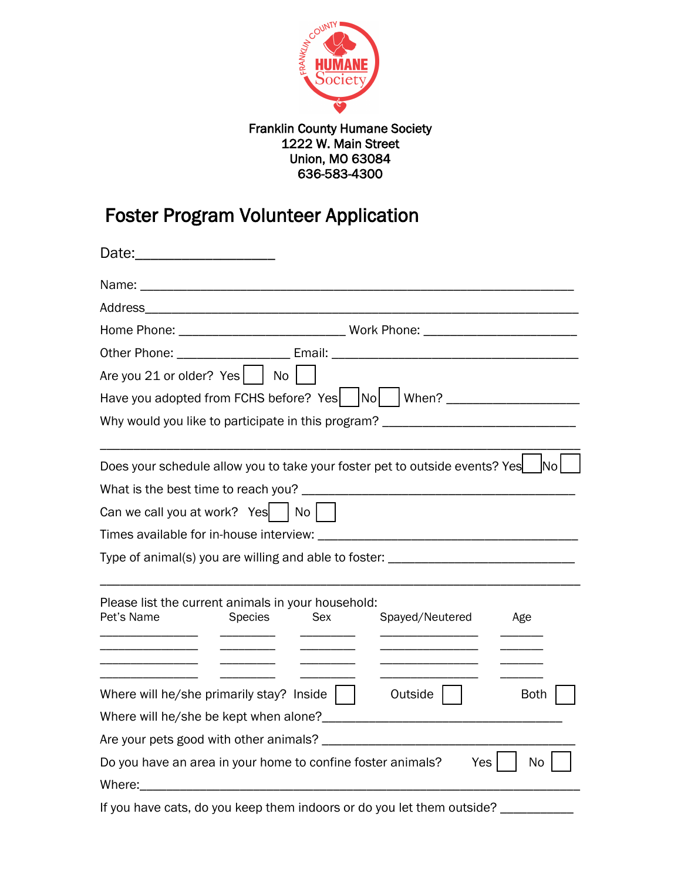Franklin County Humane Society
1222 W. Main Street
Union, MO 63084
636-583-4300

# Foster Program Volunteer Application

Date:__________________

Name: ___________________________________________________________

Address__________________________________________________________

Home Phone: _________________________ Work Phone: _______________________

Other Phone: _________________ Email: _____________________________________

Are you 21 or older? Yes ☐ No ☐

Have you adopted from FCHS before? Yes ☐ No ☐ When? ____________________

Why would you like to participate in this program? _____________________________

________________________________________________________________________

Does your schedule allow you to take your foster pet to outside events? Yes ☐ No ☐

What is the best time to reach you? __________________________________________

Can we call you at work? Yes ☐ No ☐

Times available for in-house interview: _______________________________________

Type of animal(s) you are willing and able to foster: ____________________________

________________________________________________________________________

Please list the current animals in your household:

| Pet's Name | Species | Sex | Spayed/Neutered | Age |
|---|---|---|---|---|
| | | | | |
| | | | | |
| | | | | |
| | | | | |

Where will he/she primarily stay? Inside ☐ Outside ☐ Both ☐

Where will he/she be kept when alone?__________________________________

Are your pets good with other animals? _______________________________________

Do you have an area in your home to confine foster animals? Yes ☐ No ☐

Where:___________________________________________________________________

If you have cats, do you keep them indoors or do you let them outside? ___________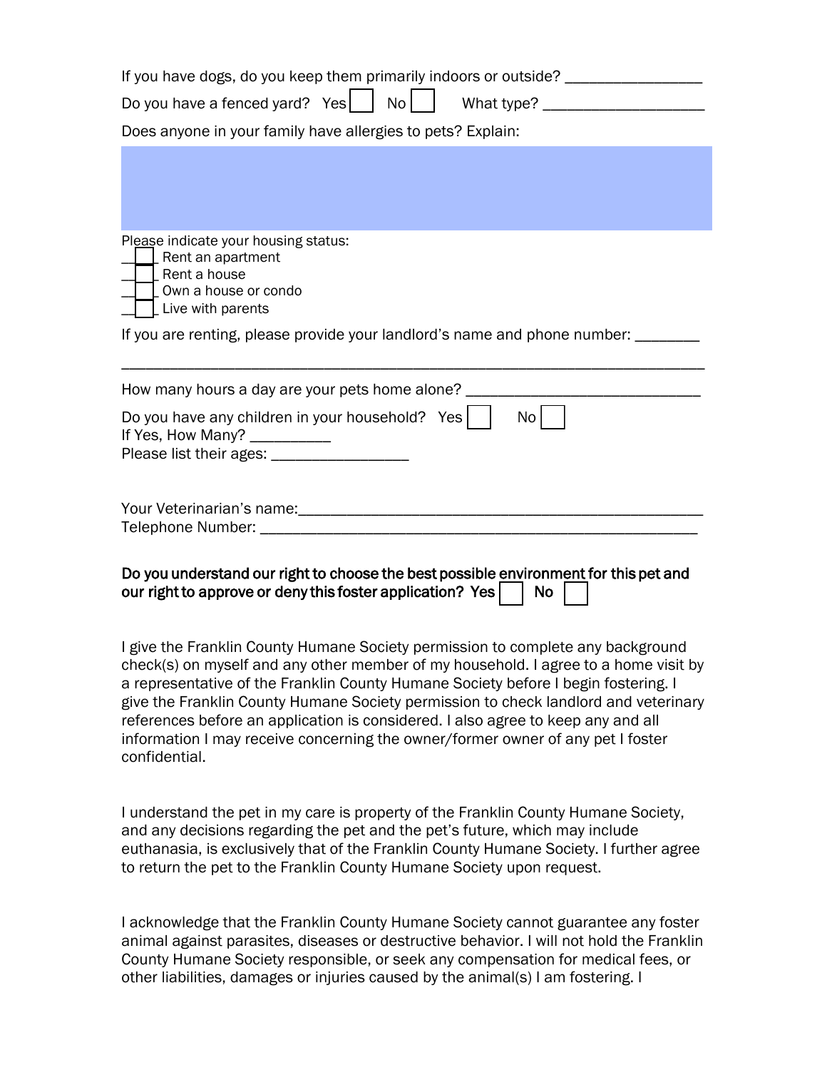If you have dogs, do you keep them primarily indoors or outside? ________________

Do you have a fenced yard? Yes ☐ No ☐ What type? ____________________

Does anyone in your family have allergies to pets? Explain:

Please indicate your housing status:

- ___ Rent an apartment
- ___ Rent a house
- ___ Own a house or condo
- ___ Live with parents

If you are renting, please provide your landlord's name and phone number: ________

_________________________________________________________________

How many hours a day are your pets home alone? ____________________________

Do you have any children in your household? Yes ☐ No ☐
If Yes, How Many? __________
Please list their ages: _________________

Your Veterinarian's name:_________________________________________________
Telephone Number: ______________________________________________________

**Do you understand our right to choose the best possible environment for this pet and our right to approve or deny this foster application? Yes ☐ No ☐**

I give the Franklin County Humane Society permission to complete any background check(s) on myself and any other member of my household. I agree to a home visit by a representative of the Franklin County Humane Society before I begin fostering. I give the Franklin County Humane Society permission to check landlord and veterinary references before an application is considered. I also agree to keep any and all information I may receive concerning the owner/former owner of any pet I foster confidential.

I understand the pet in my care is property of the Franklin County Humane Society, and any decisions regarding the pet and the pet's future, which may include euthanasia, is exclusively that of the Franklin County Humane Society. I further agree to return the pet to the Franklin County Humane Society upon request.

I acknowledge that the Franklin County Humane Society cannot guarantee any foster animal against parasites, diseases or destructive behavior. I will not hold the Franklin County Humane Society responsible, or seek any compensation for medical fees, or other liabilities, damages or injuries caused by the animal(s) I am fostering. I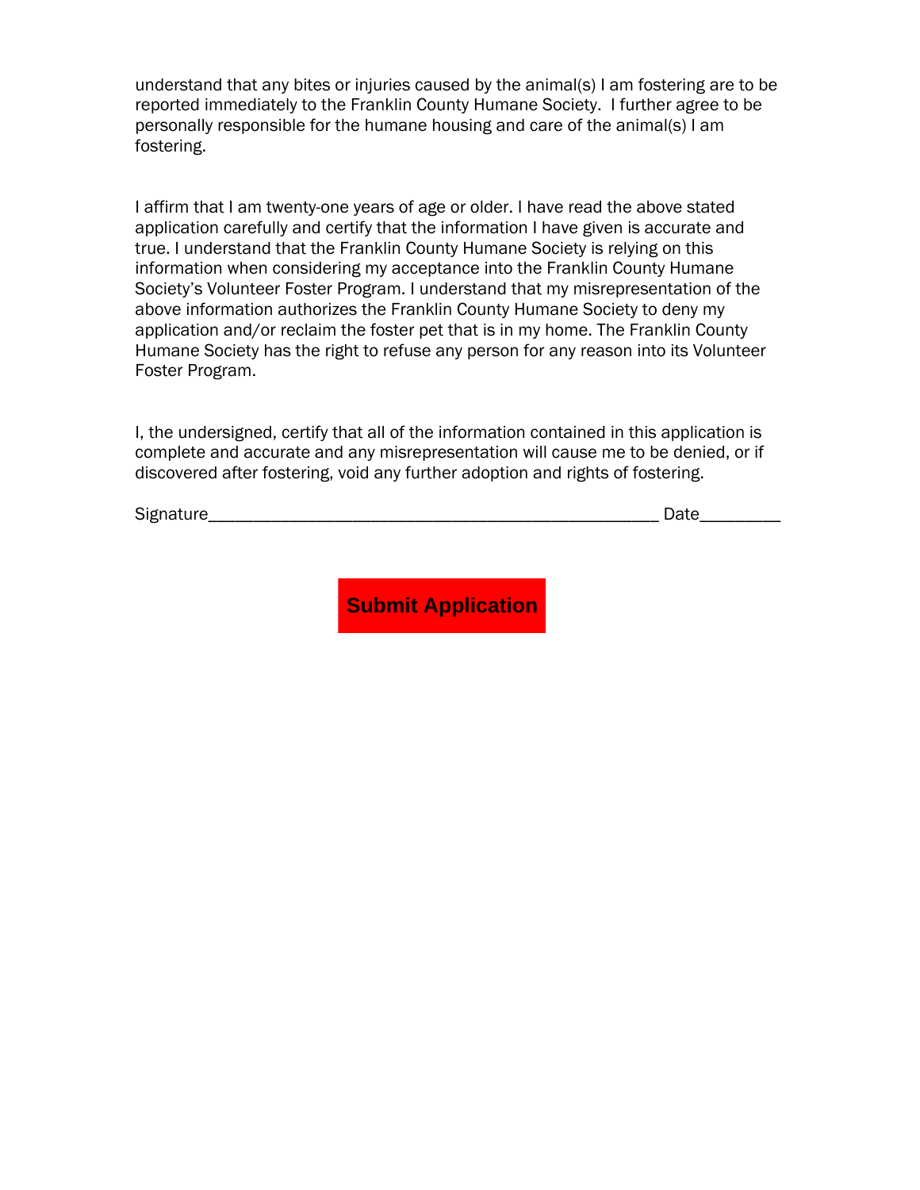understand that any bites or injuries caused by the animal(s) I am fostering are to be reported immediately to the Franklin County Humane Society. I further agree to be personally responsible for the humane housing and care of the animal(s) I am fostering.

I affirm that I am twenty-one years of age or older. I have read the above stated application carefully and certify that the information I have given is accurate and true. I understand that the Franklin County Humane Society is relying on this information when considering my acceptance into the Franklin County Humane Society's Volunteer Foster Program. I understand that my misrepresentation of the above information authorizes the Franklin County Humane Society to deny my application and/or reclaim the foster pet that is in my home. The Franklin County Humane Society has the right to refuse any person for any reason into its Volunteer Foster Program.

I, the undersigned, certify that all of the information contained in this application is complete and accurate and any misrepresentation will cause me to be denied, or if discovered after fostering, void any further adoption and rights of fostering.

Signature___________________________________________________ Date_________

**Submit Application**